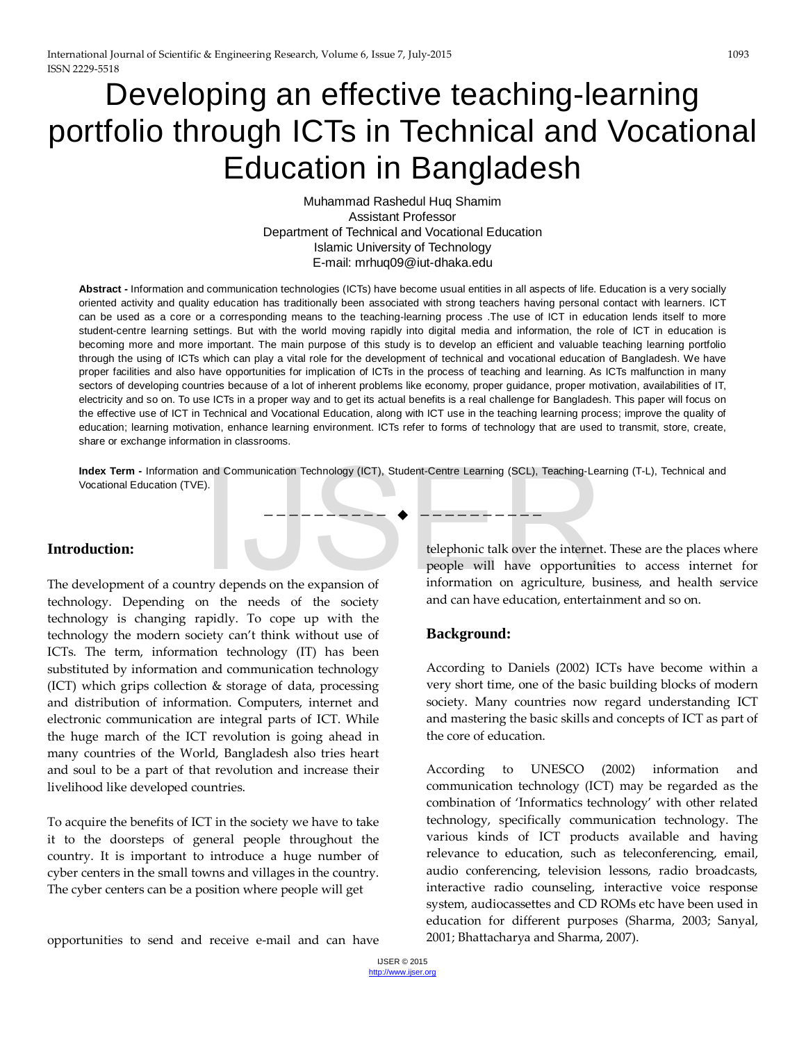# Developing an effective teaching-learning portfolio through ICTs in Technical and Vocational Education in Bangladesh

Muhammad Rashedul Huq Shamim  
Assistant Professor  
Department of Technical and Vocational Education  
Islamic University of Technology  
E-mail: mrhuq09@iut-dhaka.edu

**Abstract -** Information and communication technologies (ICTs) have become usual entities in all aspects of life. Education is a very socially oriented activity and quality education has traditionally been associated with strong teachers having personal contact with learners. ICT can be used as a core or a corresponding means to the teaching-learning process .The use of ICT in education lends itself to more student-centre learning settings. But with the world moving rapidly into digital media and information, the role of ICT in education is becoming more and more important. The main purpose of this study is to develop an efficient and valuable teaching learning portfolio through the using of ICTs which can play a vital role for the development of technical and vocational education of Bangladesh. We have proper facilities and also have opportunities for implication of ICTs in the process of teaching and learning. As ICTs malfunction in many sectors of developing countries because of a lot of inherent problems like economy, proper guidance, proper motivation, availabilities of IT, electricity and so on. To use ICTs in a proper way and to get its actual benefits is a real challenge for Bangladesh. This paper will focus on the effective use of ICT in Technical and Vocational Education, along with ICT use in the teaching learning process; improve the quality of education; learning motivation, enhance learning environment. ICTs refer to forms of technology that are used to transmit, store, create, share or exchange information in classrooms.

**Index Term -** Information and Communication Technology (ICT), Student-Centre Learning (SCL), Teaching-Learning (T-L), Technical and Vocational Education (TVE).

## Introduction:

The development of a country depends on the expansion of technology. Depending on the needs of the society technology is changing rapidly. To cope up with the technology the modern society can't think without use of ICTs. The term, information technology (IT) has been substituted by information and communication technology (ICT) which grips collection & storage of data, processing and distribution of information. Computers, internet and electronic communication are integral parts of ICT. While the huge march of the ICT revolution is going ahead in many countries of the World, Bangladesh also tries heart and soul to be a part of that revolution and increase their livelihood like developed countries.

To acquire the benefits of ICT in the society we have to take it to the doorsteps of general people throughout the country. It is important to introduce a huge number of cyber centers in the small towns and villages in the country. The cyber centers can be a position where people will get opportunities to send and receive e-mail and can have telephonic talk over the internet. These are the places where people will have opportunities to access internet for information on agriculture, business, and health service and can have education, entertainment and so on.

## Background:

According to Daniels (2002) ICTs have become within a very short time, one of the basic building blocks of modern society. Many countries now regard understanding ICT and mastering the basic skills and concepts of ICT as part of the core of education.

According to UNESCO (2002) information and communication technology (ICT) may be regarded as the combination of 'Informatics technology' with other related technology, specifically communication technology. The various kinds of ICT products available and having relevance to education, such as teleconferencing, email, audio conferencing, television lessons, radio broadcasts, interactive radio counseling, interactive voice response system, audiocassettes and CD ROMs etc have been used in education for different purposes (Sharma, 2003; Sanyal, 2001; Bhattacharya and Sharma, 2007).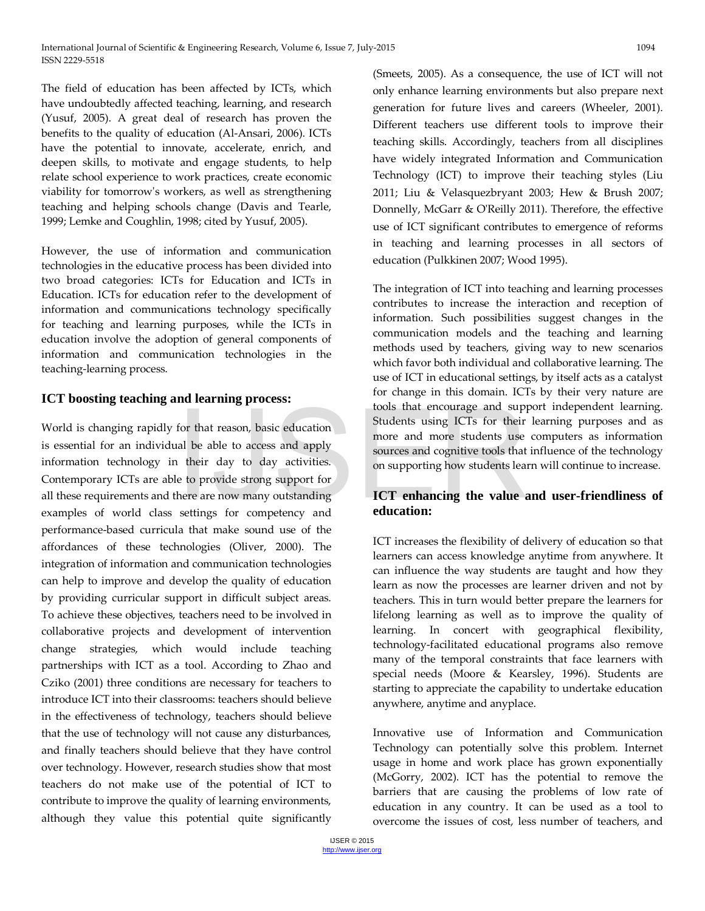The field of education has been affected by ICTs, which have undoubtedly affected teaching, learning, and research (Yusuf, 2005). A great deal of research has proven the benefits to the quality of education (Al-Ansari, 2006). ICTs have the potential to innovate, accelerate, enrich, and deepen skills, to motivate and engage students, to help relate school experience to work practices, create economic viability for tomorrow's workers, as well as strengthening teaching and helping schools change (Davis and Tearle, 1999; Lemke and Coughlin, 1998; cited by Yusuf, 2005).

However, the use of information and communication technologies in the educative process has been divided into two broad categories: ICTs for Education and ICTs in Education. ICTs for education refer to the development of information and communications technology specifically for teaching and learning purposes, while the ICTs in education involve the adoption of general components of information and communication technologies in the teaching-learning process.

## ICT boosting teaching and learning process:

World is changing rapidly for that reason, basic education is essential for an individual be able to access and apply information technology in their day to day activities. Contemporary ICTs are able to provide strong support for all these requirements and there are now many outstanding examples of world class settings for competency and performance-based curricula that make sound use of the affordances of these technologies (Oliver, 2000). The integration of information and communication technologies can help to improve and develop the quality of education by providing curricular support in difficult subject areas. To achieve these objectives, teachers need to be involved in collaborative projects and development of intervention change strategies, which would include teaching partnerships with ICT as a tool. According to Zhao and Cziko (2001) three conditions are necessary for teachers to introduce ICT into their classrooms: teachers should believe in the effectiveness of technology, teachers should believe that the use of technology will not cause any disturbances, and finally teachers should believe that they have control over technology. However, research studies show that most teachers do not make use of the potential of ICT to contribute to improve the quality of learning environments, although they value this potential quite significantly (Smeets, 2005). As a consequence, the use of ICT will not only enhance learning environments but also prepare next generation for future lives and careers (Wheeler, 2001). Different teachers use different tools to improve their teaching skills. Accordingly, teachers from all disciplines have widely integrated Information and Communication Technology (ICT) to improve their teaching styles (Liu 2011; Liu & Velasquezbryant 2003; Hew & Brush 2007; Donnelly, McGarr & O'Reilly 2011). Therefore, the effective use of ICT significant contributes to emergence of reforms in teaching and learning processes in all sectors of education (Pulkkinen 2007; Wood 1995).

The integration of ICT into teaching and learning processes contributes to increase the interaction and reception of information. Such possibilities suggest changes in the communication models and the teaching and learning methods used by teachers, giving way to new scenarios which favor both individual and collaborative learning. The use of ICT in educational settings, by itself acts as a catalyst for change in this domain. ICTs by their very nature are tools that encourage and support independent learning. Students using ICTs for their learning purposes and as more and more students use computers as information sources and cognitive tools that influence of the technology on supporting how students learn will continue to increase.

## ICT enhancing the value and user-friendliness of education:

ICT increases the flexibility of delivery of education so that learners can access knowledge anytime from anywhere. It can influence the way students are taught and how they learn as now the processes are learner driven and not by teachers. This in turn would better prepare the learners for lifelong learning as well as to improve the quality of learning. In concert with geographical flexibility, technology-facilitated educational programs also remove many of the temporal constraints that face learners with special needs (Moore & Kearsley, 1996). Students are starting to appreciate the capability to undertake education anywhere, anytime and anyplace.

Innovative use of Information and Communication Technology can potentially solve this problem. Internet usage in home and work place has grown exponentially (McGorry, 2002). ICT has the potential to remove the barriers that are causing the problems of low rate of education in any country. It can be used as a tool to overcome the issues of cost, less number of teachers, and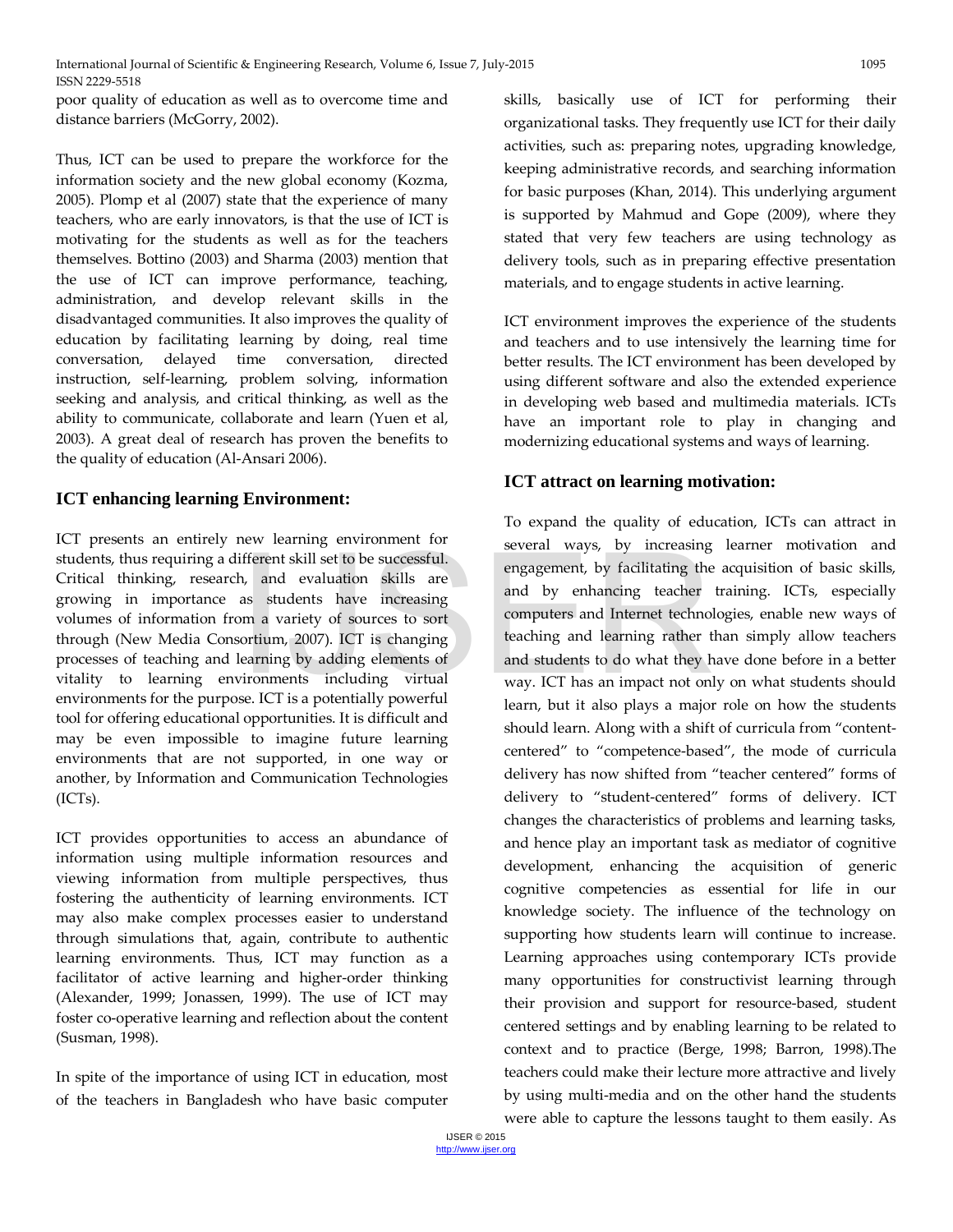poor quality of education as well as to overcome time and distance barriers (McGorry, 2002).

Thus, ICT can be used to prepare the workforce for the information society and the new global economy (Kozma, 2005). Plomp et al (2007) state that the experience of many teachers, who are early innovators, is that the use of ICT is motivating for the students as well as for the teachers themselves. Bottino (2003) and Sharma (2003) mention that the use of ICT can improve performance, teaching, administration, and develop relevant skills in the disadvantaged communities. It also improves the quality of education by facilitating learning by doing, real time conversation, delayed time conversation, directed instruction, self-learning, problem solving, information seeking and analysis, and critical thinking, as well as the ability to communicate, collaborate and learn (Yuen et al, 2003). A great deal of research has proven the benefits to the quality of education (Al-Ansari 2006).

## ICT enhancing learning Environment:

ICT presents an entirely new learning environment for students, thus requiring a different skill set to be successful. Critical thinking, research, and evaluation skills are growing in importance as students have increasing volumes of information from a variety of sources to sort through (New Media Consortium, 2007). ICT is changing processes of teaching and learning by adding elements of vitality to learning environments including virtual environments for the purpose. ICT is a potentially powerful tool for offering educational opportunities. It is difficult and may be even impossible to imagine future learning environments that are not supported, in one way or another, by Information and Communication Technologies (ICTs).

ICT provides opportunities to access an abundance of information using multiple information resources and viewing information from multiple perspectives, thus fostering the authenticity of learning environments. ICT may also make complex processes easier to understand through simulations that, again, contribute to authentic learning environments. Thus, ICT may function as a facilitator of active learning and higher-order thinking (Alexander, 1999; Jonassen, 1999). The use of ICT may foster co-operative learning and reflection about the content (Susman, 1998).

In spite of the importance of using ICT in education, most of the teachers in Bangladesh who have basic computer skills, basically use of ICT for performing their organizational tasks. They frequently use ICT for their daily activities, such as: preparing notes, upgrading knowledge, keeping administrative records, and searching information for basic purposes (Khan, 2014). This underlying argument is supported by Mahmud and Gope (2009), where they stated that very few teachers are using technology as delivery tools, such as in preparing effective presentation materials, and to engage students in active learning.

ICT environment improves the experience of the students and teachers and to use intensively the learning time for better results. The ICT environment has been developed by using different software and also the extended experience in developing web based and multimedia materials. ICTs have an important role to play in changing and modernizing educational systems and ways of learning.

## ICT attract on learning motivation:

To expand the quality of education, ICTs can attract in several ways, by increasing learner motivation and engagement, by facilitating the acquisition of basic skills, and by enhancing teacher training. ICTs, especially computers and Internet technologies, enable new ways of teaching and learning rather than simply allow teachers and students to do what they have done before in a better way. ICT has an impact not only on what students should learn, but it also plays a major role on how the students should learn. Along with a shift of curricula from "content-centered" to "competence-based", the mode of curricula delivery has now shifted from "teacher centered" forms of delivery to "student-centered" forms of delivery. ICT changes the characteristics of problems and learning tasks, and hence play an important task as mediator of cognitive development, enhancing the acquisition of generic cognitive competencies as essential for life in our knowledge society. The influence of the technology on supporting how students learn will continue to increase. Learning approaches using contemporary ICTs provide many opportunities for constructivist learning through their provision and support for resource-based, student centered settings and by enabling learning to be related to context and to practice (Berge, 1998; Barron, 1998).The teachers could make their lecture more attractive and lively by using multi-media and on the other hand the students were able to capture the lessons taught to them easily. As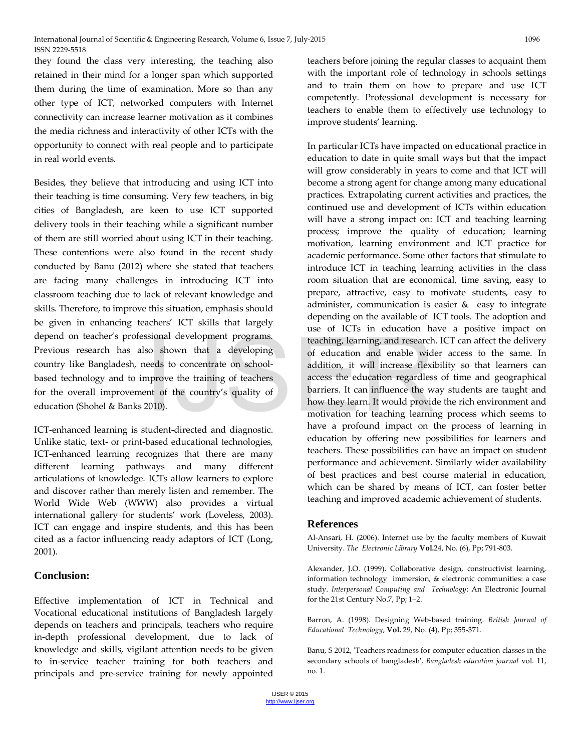they found the class very interesting, the teaching also retained in their mind for a longer span which supported them during the time of examination. More so than any other type of ICT, networked computers with Internet connectivity can increase learner motivation as it combines the media richness and interactivity of other ICTs with the opportunity to connect with real people and to participate in real world events.

Besides, they believe that introducing and using ICT into their teaching is time consuming. Very few teachers, in big cities of Bangladesh, are keen to use ICT supported delivery tools in their teaching while a significant number of them are still worried about using ICT in their teaching. These contentions were also found in the recent study conducted by Banu (2012) where she stated that teachers are facing many challenges in introducing ICT into classroom teaching due to lack of relevant knowledge and skills. Therefore, to improve this situation, emphasis should be given in enhancing teachers' ICT skills that largely depend on teacher's professional development programs. Previous research has also shown that a developing country like Bangladesh, needs to concentrate on school-based technology and to improve the training of teachers for the overall improvement of the country's quality of education (Shohel & Banks 2010).

ICT-enhanced learning is student-directed and diagnostic. Unlike static, text- or print-based educational technologies, ICT-enhanced learning recognizes that there are many different learning pathways and many different articulations of knowledge. ICTs allow learners to explore and discover rather than merely listen and remember. The World Wide Web (WWW) also provides a virtual international gallery for students' work (Loveless, 2003). ICT can engage and inspire students, and this has been cited as a factor influencing ready adaptors of ICT (Long, 2001).

## Conclusion:

Effective implementation of ICT in Technical and Vocational educational institutions of Bangladesh largely depends on teachers and principals, teachers who require in-depth professional development, due to lack of knowledge and skills, vigilant attention needs to be given to in-service teacher training for both teachers and principals and pre-service training for newly appointed teachers before joining the regular classes to acquaint them with the important role of technology in schools settings and to train them on how to prepare and use ICT competently. Professional development is necessary for teachers to enable them to effectively use technology to improve students' learning.

In particular ICTs have impacted on educational practice in education to date in quite small ways but that the impact will grow considerably in years to come and that ICT will become a strong agent for change among many educational practices. Extrapolating current activities and practices, the continued use and development of ICTs within education will have a strong impact on: ICT and teaching learning process; improve the quality of education; learning motivation, learning environment and ICT practice for academic performance. Some other factors that stimulate to introduce ICT in teaching learning activities in the class room situation that are economical, time saving, easy to prepare, attractive, easy to motivate students, easy to administer, communication is easier & easy to integrate depending on the available of ICT tools. The adoption and use of ICTs in education have a positive impact on teaching, learning, and research. ICT can affect the delivery of education and enable wider access to the same. In addition, it will increase flexibility so that learners can access the education regardless of time and geographical barriers. It can influence the way students are taught and how they learn. It would provide the rich environment and motivation for teaching learning process which seems to have a profound impact on the process of learning in education by offering new possibilities for learners and teachers. These possibilities can have an impact on student performance and achievement. Similarly wider availability of best practices and best course material in education, which can be shared by means of ICT, can foster better teaching and improved academic achievement of students.

## References

Al-Ansari, H. (2006). Internet use by the faculty members of Kuwait University. *The Electronic Library* **Vol.**24, No. (6), Pp; 791-803.

Alexander, J.O. (1999). Collaborative design, constructivist learning, information technology immersion, & electronic communities: a case study. *Interpersonal Computing and Technology*: An Electronic Journal for the 21st Century No.7, Pp; 1–2.

Barron, A. (1998). Designing Web-based training. *British Journal of Educational Technology*, **Vol.** 29, No. (4), Pp; 355-371.

Banu, S 2012, 'Teachers readiness for computer education classes in the secondary schools of bangladesh', *Bangladesh education journal* vol. 11, no. 1.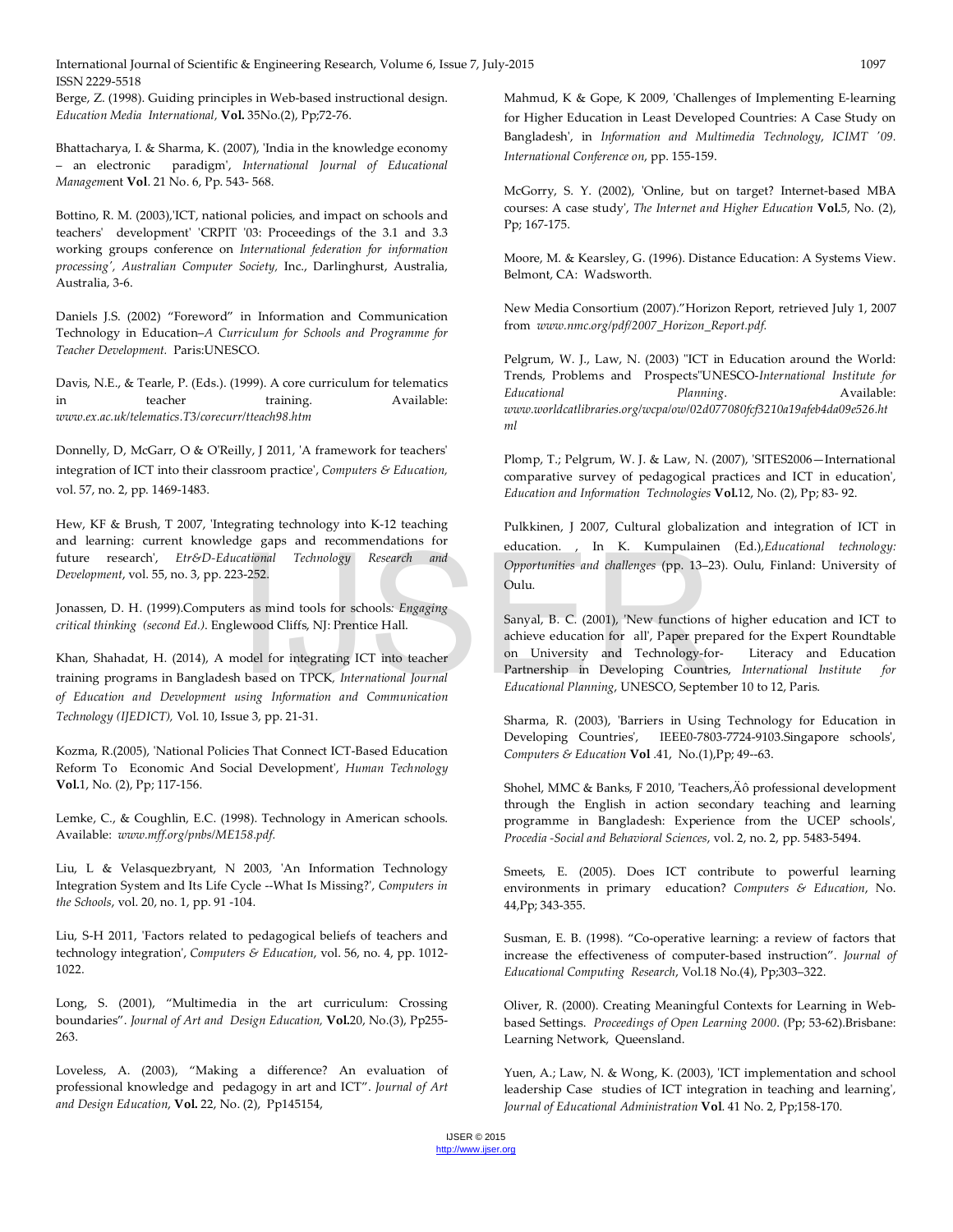Berge, Z. (1998). Guiding principles in Web-based instructional design. *Education Media International,* **Vol.** 35No.(2), Pp;72-76.

Bhattacharya, I. & Sharma, K. (2007), 'India in the knowledge economy – an electronic paradigm', *International Journal of Educational Managem*ent **Vol**. 21 No. 6, Pp. 543- 568.

Bottino, R. M. (2003),'ICT, national policies, and impact on schools and teachers' development' 'CRPIT '03: Proceedings of the 3.1 and 3.3 working groups conference on *International federation for information processing', Australian Computer Society*, Inc., Darlinghurst, Australia, Australia, 3-6.

Daniels J.S. (2002) "Foreword" in Information and Communication Technology in Education–*A Curriculum for Schools and Programme for Teacher Development.* Paris:UNESCO.

Davis, N.E., & Tearle, P. (Eds.). (1999). A core curriculum for telematics in teacher training. Available: *www.ex.ac.uk/telematics.T3/corecurr/tteach98.htm*

Donnelly, D, McGarr, O & O'Reilly, J 2011, 'A framework for teachers' integration of ICT into their classroom practice', *Computers & Education,* vol. 57, no. 2, pp. 1469-1483.

Hew, KF & Brush, T 2007, 'Integrating technology into K-12 teaching and learning: current knowledge gaps and recommendations for future research', *Etr&D-Educational Technology Research and Development*, vol. 55, no. 3, pp. 223-252.

Jonassen, D. H. (1999).Computers as mind tools for schools*: Engaging critical thinking (second Ed.)*. Englewood Cliffs, NJ: Prentice Hall.

Khan, Shahadat, H. (2014), A model for integrating ICT into teacher training programs in Bangladesh based on TPCK, *International Journal of Education and Development using Information and Communication Technology (IJEDICT),* Vol. 10, Issue 3, pp. 21-31.

Kozma, R.(2005), 'National Policies That Connect ICT-Based Education Reform To Economic And Social Development', *Human Technology* **Vol.**1, No. (2), Pp; 117-156.

Lemke, C., & Coughlin, E.C. (1998). Technology in American schools. Available: *www.mff.org/pnbs/ME158.pdf.*

Liu, L & Velasquezbryant, N 2003, 'An Information Technology Integration System and Its Life Cycle --What Is Missing?', *Computers in the Schools*, vol. 20, no. 1, pp. 91 -104.

Liu, S-H 2011, 'Factors related to pedagogical beliefs of teachers and technology integration', *Computers & Education*, vol. 56, no. 4, pp. 1012-1022.

Long, S. (2001), "Multimedia in the art curriculum: Crossing boundaries". *Journal of Art and Design Education,* **Vol.**20, No.(3), Pp255-263.

Loveless, A. (2003), "Making a difference? An evaluation of professional knowledge and pedagogy in art and ICT". *Journal of Art and Design Education*, **Vol.** 22, No. (2), Pp145154,

Mahmud, K & Gope, K 2009, 'Challenges of Implementing E-learning for Higher Education in Least Developed Countries: A Case Study on Bangladesh', in *Information and Multimedia Technology, ICIMT '09. International Conference on*, pp. 155-159.

McGorry, S. Y. (2002), 'Online, but on target? Internet-based MBA courses: A case study', *The Internet and Higher Education* **Vol.**5, No. (2), Pp; 167-175.

Moore, M. & Kearsley, G. (1996). Distance Education: A Systems View. Belmont, CA: Wadsworth.

New Media Consortium (2007)."Horizon Report, retrieved July 1, 2007 from *www.nmc.org/pdf/2007_Horizon_Report.pdf.*

Pelgrum, W. J., Law, N. (2003) "ICT in Education around the World: Trends, Problems and Prospects"UNESCO-*International Institute for Educational Planning*. Available: *www.worldcatlibraries.org/wcpa/ow/02d077080fcf3210a19afeb4da09e526.html*

Plomp, T.; Pelgrum, W. J. & Law, N. (2007), 'SITES2006—International comparative survey of pedagogical practices and ICT in education', *Education and Information Technologies* **Vol.**12, No. (2), Pp; 83- 92.

Pulkkinen, J 2007, Cultural globalization and integration of ICT in education. , In K. Kumpulainen (Ed.),*Educational technology: Opportunities and challenges* (pp. 13–23). Oulu, Finland: University of Oulu.

Sanyal, B. C. (2001), 'New functions of higher education and ICT to achieve education for all', Paper prepared for the Expert Roundtable on University and Technology-for- Literacy and Education Partnership in Developing Countries, *International Institute for Educational Planning*, UNESCO, September 10 to 12, Paris.

Sharma, R. (2003), 'Barriers in Using Technology for Education in Developing Countries', IEEE0-7803-7724-9103.Singapore schools', *Computers & Education* **Vol** .41, No.(1),Pp; 49--63.

Shohel, MMC & Banks, F 2010, 'Teachers,Äô professional development through the English in action secondary teaching and learning programme in Bangladesh: Experience from the UCEP schools', *Procedia -Social and Behavioral Sciences*, vol. 2, no. 2, pp. 5483-5494.

Smeets, E. (2005). Does ICT contribute to powerful learning environments in primary education? *Computers & Education*, No. 44,Pp; 343-355.

Susman, E. B. (1998). "Co-operative learning: a review of factors that increase the effectiveness of computer-based instruction". *Journal of Educational Computing Research*, Vol.18 No.(4), Pp;303–322.

Oliver, R. (2000). Creating Meaningful Contexts for Learning in Web-based Settings. *Proceedings of Open Learning 2000*. (Pp; 53-62).Brisbane: Learning Network, Queensland.

Yuen, A.; Law, N. & Wong, K. (2003), 'ICT implementation and school leadership Case studies of ICT integration in teaching and learning', *Journal of Educational Administration* **Vol**. 41 No. 2, Pp;158-170.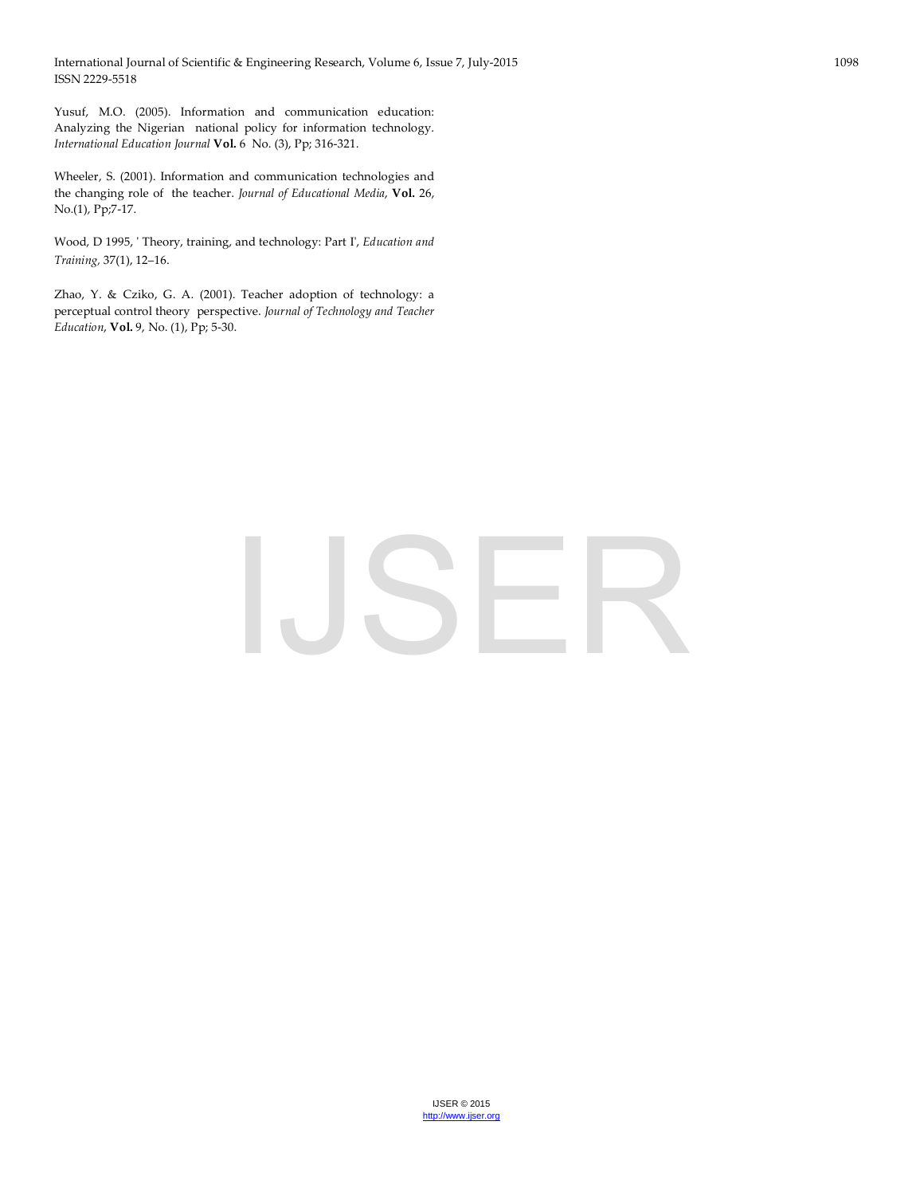Yusuf, M.O. (2005). Information and communication education: Analyzing the Nigerian national policy for information technology. *International Education Journal* **Vol.** 6 No. (3), Pp; 316-321.

Wheeler, S. (2001). Information and communication technologies and the changing role of the teacher. *Journal of Educational Media*, **Vol.** 26, No.(1), Pp;7-17.

Wood, D 1995, ' Theory, training, and technology: Part I', *Education and Training*, 37(1), 12–16.

Zhao, Y. & Cziko, G. A. (2001). Teacher adoption of technology: a perceptual control theory perspective. *Journal of Technology and Teacher Education*, **Vol.** 9, No. (1), Pp; 5-30.